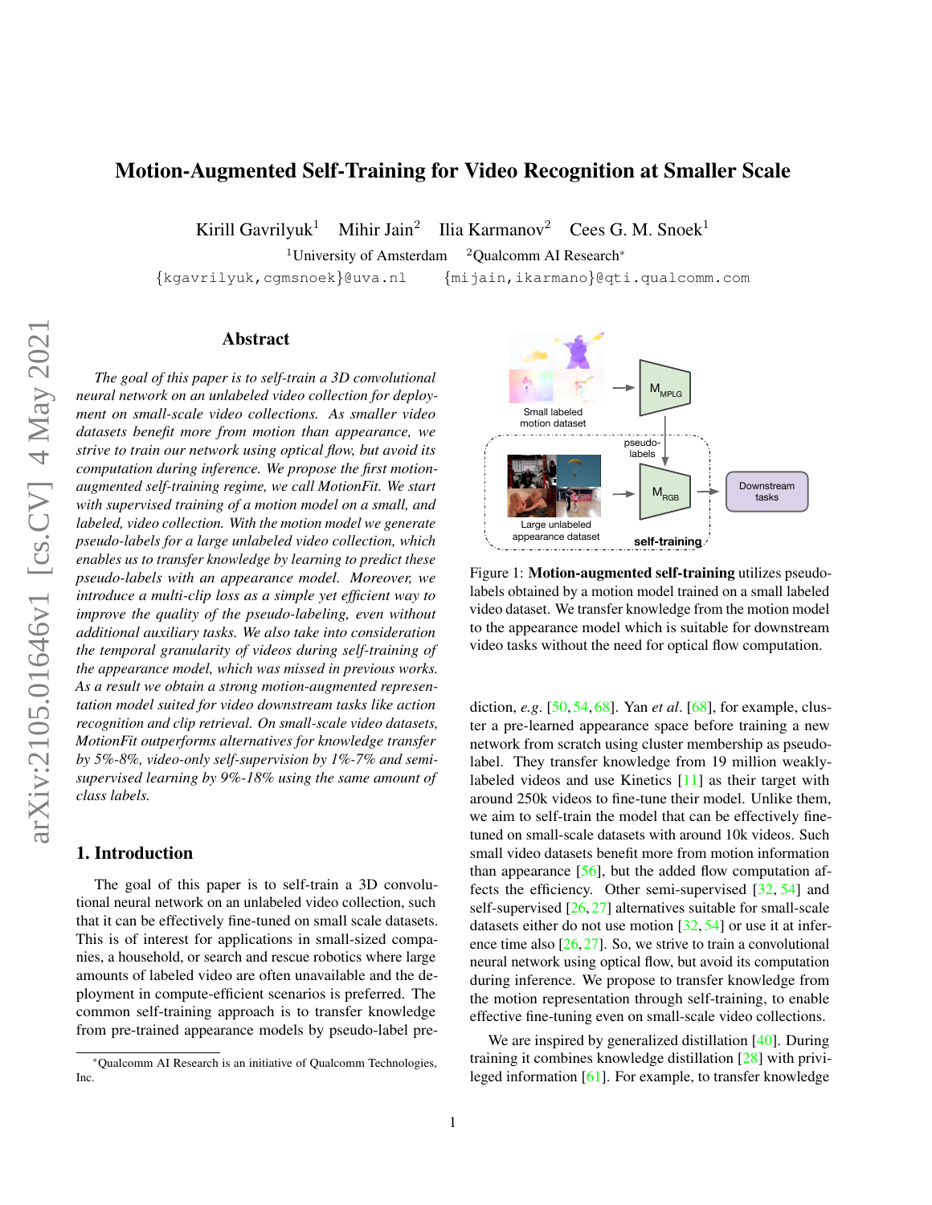# Motion-Augmented Self-Training for Video Recognition at Smaller Scale

Kirill Gavrilyuk[1] Mihir Jain[2] Ilia Karmanov[2] Cees G. M. Snoek[1]

[1]University of Amsterdam [2]Qualcomm AI Research*

{kgavrilyuk,cgmsnoek}@uva.nl {mijain,ikarmano}@qti.qualcomm.com

## Abstract

*The goal of this paper is to self-train a 3D convolutional neural network on an unlabeled video collection for deployment on small-scale video collections. As smaller video datasets benefit more from motion than appearance, we strive to train our network using optical flow, but avoid its computation during inference. We propose the first motion-augmented self-training regime, we call MotionFit. We start with supervised training of a motion model on a small, and labeled, video collection. With the motion model we generate pseudo-labels for a large unlabeled video collection, which enables us to transfer knowledge by learning to predict these pseudo-labels with an appearance model. Moreover, we introduce a multi-clip loss as a simple yet efficient way to improve the quality of the pseudo-labeling, even without additional auxiliary tasks. We also take into consideration the temporal granularity of videos during self-training of the appearance model, which was missed in previous works. As a result we obtain a strong motion-augmented representation model suited for video downstream tasks like action recognition and clip retrieval. On small-scale video datasets, MotionFit outperforms alternatives for knowledge transfer by 5%-8%, video-only self-supervision by 1%-7% and semi-supervised learning by 9%-18% using the same amount of class labels.*

## 1. Introduction

The goal of this paper is to self-train a 3D convolutional neural network on an unlabeled video collection, such that it can be effectively fine-tuned on small scale datasets. This is of interest for applications in small-sized companies, a household, or search and rescue robotics where large amounts of labeled video are often unavailable and the deployment in compute-efficient scenarios is preferred. The common self-training approach is to transfer knowledge from pre-trained appearance models by pseudo-label prediction, *e.g*. [50, 54, 68]. Yan *et al*. [68], for example, cluster a pre-learned appearance space before training a new network from scratch using cluster membership as pseudo-label. They transfer knowledge from 19 million weakly-labeled videos and use Kinetics [11] as their target with around 250k videos to fine-tune their model. Unlike them, we aim to self-train the model that can be effectively fine-tuned on small-scale datasets with around 10k videos. Such small video datasets benefit more from motion information than appearance [56], but the added flow computation affects the efficiency. Other semi-supervised [32, 54] and self-supervised [26, 27] alternatives suitable for small-scale datasets either do not use motion [32, 54] or use it at inference time also [26, 27]. So, we strive to train a convolutional neural network using optical flow, but avoid its computation during inference. We propose to transfer knowledge from the motion representation through self-training, to enable effective fine-tuning even on small-scale video collections.

Figure 1: **Motion-augmented self-training** utilizes pseudo-labels obtained by a motion model trained on a small labeled video dataset. We transfer knowledge from the motion model to the appearance model which is suitable for downstream video tasks without the need for optical flow computation.

We are inspired by generalized distillation [40]. During training it combines knowledge distillation [28] with privileged information [61]. For example, to transfer knowledge

*Qualcomm AI Research is an initiative of Qualcomm Technologies, Inc.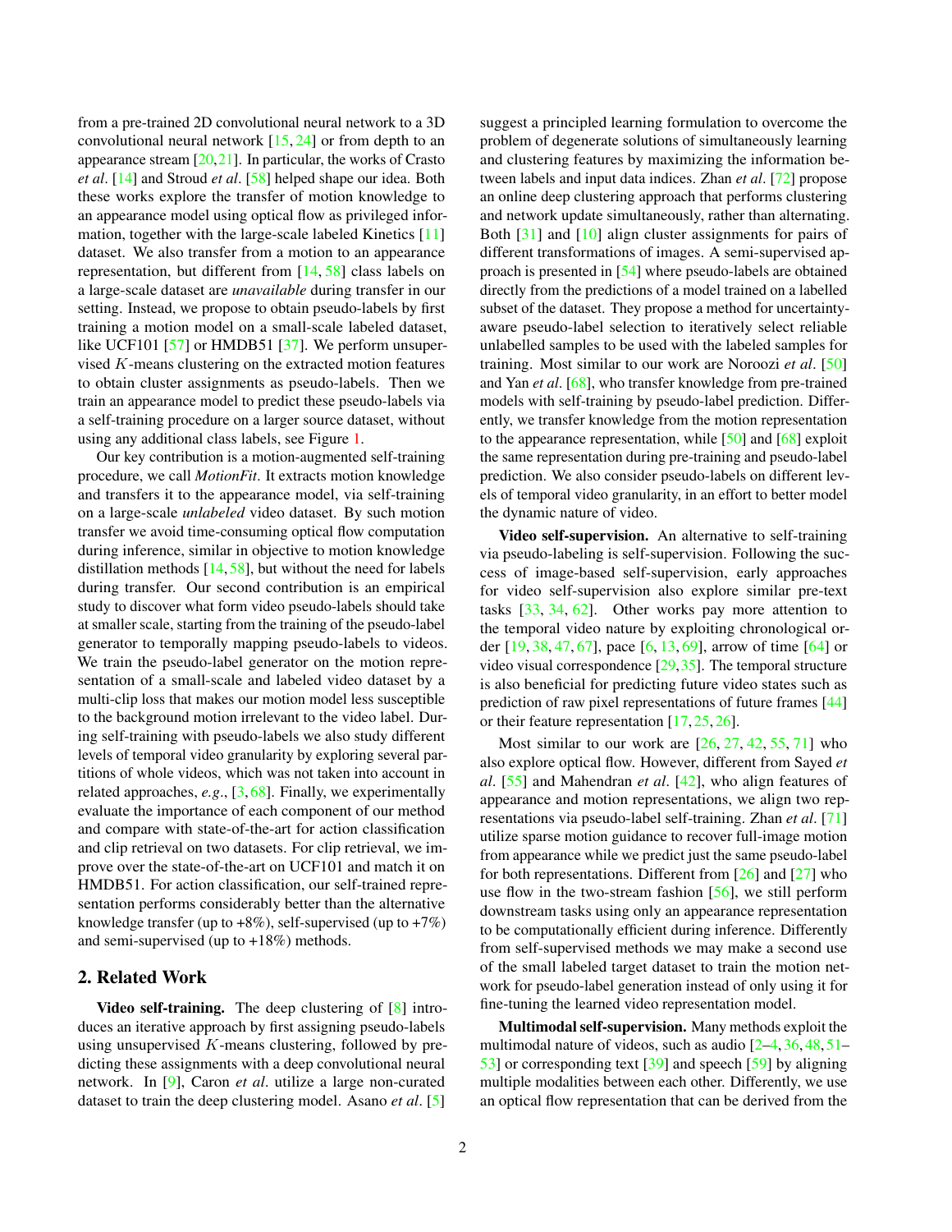from a pre-trained 2D convolutional neural network to a 3D convolutional neural network [15, 24] or from depth to an appearance stream [20,21]. In particular, the works of Crasto *et al*. [14] and Stroud *et al*. [58] helped shape our idea. Both these works explore the transfer of motion knowledge to an appearance model using optical flow as privileged information, together with the large-scale labeled Kinetics [11] dataset. We also transfer from a motion to an appearance representation, but different from [14, 58] class labels on a large-scale dataset are *unavailable* during transfer in our setting. Instead, we propose to obtain pseudo-labels by first training a motion model on a small-scale labeled dataset, like UCF101 [57] or HMDB51 [37]. We perform unsupervised $K$-means clustering on the extracted motion features to obtain cluster assignments as pseudo-labels. Then we train an appearance model to predict these pseudo-labels via a self-training procedure on a larger source dataset, without using any additional class labels, see Figure 1.

Our key contribution is a motion-augmented self-training procedure, we call *MotionFit*. It extracts motion knowledge and transfers it to the appearance model, via self-training on a large-scale *unlabeled* video dataset. By such motion transfer we avoid time-consuming optical flow computation during inference, similar in objective to motion knowledge distillation methods [14, 58], but without the need for labels during transfer. Our second contribution is an empirical study to discover what form video pseudo-labels should take at smaller scale, starting from the training of the pseudo-label generator to temporally mapping pseudo-labels to videos. We train the pseudo-label generator on the motion representation of a small-scale and labeled video dataset by a multi-clip loss that makes our motion model less susceptible to the background motion irrelevant to the video label. During self-training with pseudo-labels we also study different levels of temporal video granularity by exploring several partitions of whole videos, which was not taken into account in related approaches, *e.g*., [3, 68]. Finally, we experimentally evaluate the importance of each component of our method and compare with state-of-the-art for action classification and clip retrieval on two datasets. For clip retrieval, we improve over the state-of-the-art on UCF101 and match it on HMDB51. For action classification, our self-trained representation performs considerably better than the alternative knowledge transfer (up to +8%), self-supervised (up to +7%) and semi-supervised (up to +18%) methods.

## 2. Related Work

**Video self-training.** The deep clustering of [8] introduces an iterative approach by first assigning pseudo-labels using unsupervised $K$-means clustering, followed by predicting these assignments with a deep convolutional neural network. In [9], Caron *et al*. utilize a large non-curated dataset to train the deep clustering model. Asano *et al*. [5] suggest a principled learning formulation to overcome the problem of degenerate solutions of simultaneously learning and clustering features by maximizing the information between labels and input data indices. Zhan *et al*. [72] propose an online deep clustering approach that performs clustering and network update simultaneously, rather than alternating. Both [31] and [10] align cluster assignments for pairs of different transformations of images. A semi-supervised approach is presented in [54] where pseudo-labels are obtained directly from the predictions of a model trained on a labelled subset of the dataset. They propose a method for uncertainty-aware pseudo-label selection to iteratively select reliable unlabelled samples to be used with the labeled samples for training. Most similar to our work are Noroozi *et al*. [50] and Yan *et al*. [68], who transfer knowledge from pre-trained models with self-training by pseudo-label prediction. Differently, we transfer knowledge from the motion representation to the appearance representation, while [50] and [68] exploit the same representation during pre-training and pseudo-label prediction. We also consider pseudo-labels on different levels of temporal video granularity, in an effort to better model the dynamic nature of video.

**Video self-supervision.** An alternative to self-training via pseudo-labeling is self-supervision. Following the success of image-based self-supervision, early approaches for video self-supervision also explore similar pre-text tasks [33, 34, 62]. Other works pay more attention to the temporal video nature by exploiting chronological order [19, 38, 47, 67], pace [6, 13, 69], arrow of time [64] or video visual correspondence [29,35]. The temporal structure is also beneficial for predicting future video states such as prediction of raw pixel representations of future frames [44] or their feature representation [17, 25, 26].

Most similar to our work are [26, 27, 42, 55, 71] who also explore optical flow. However, different from Sayed *et al*. [55] and Mahendran *et al*. [42], who align features of appearance and motion representations, we align two representations via pseudo-label self-training. Zhan *et al*. [71] utilize sparse motion guidance to recover full-image motion from appearance while we predict just the same pseudo-label for both representations. Different from [26] and [27] who use flow in the two-stream fashion [56], we still perform downstream tasks using only an appearance representation to be computationally efficient during inference. Differently from self-supervised methods we may make a second use of the small labeled target dataset to train the motion network for pseudo-label generation instead of only using it for fine-tuning the learned video representation model.

**Multimodal self-supervision.** Many methods exploit the multimodal nature of videos, such as audio [2–4, 36, 48, 51–53] or corresponding text [39] and speech [59] by aligning multiple modalities between each other. Differently, we use an optical flow representation that can be derived from the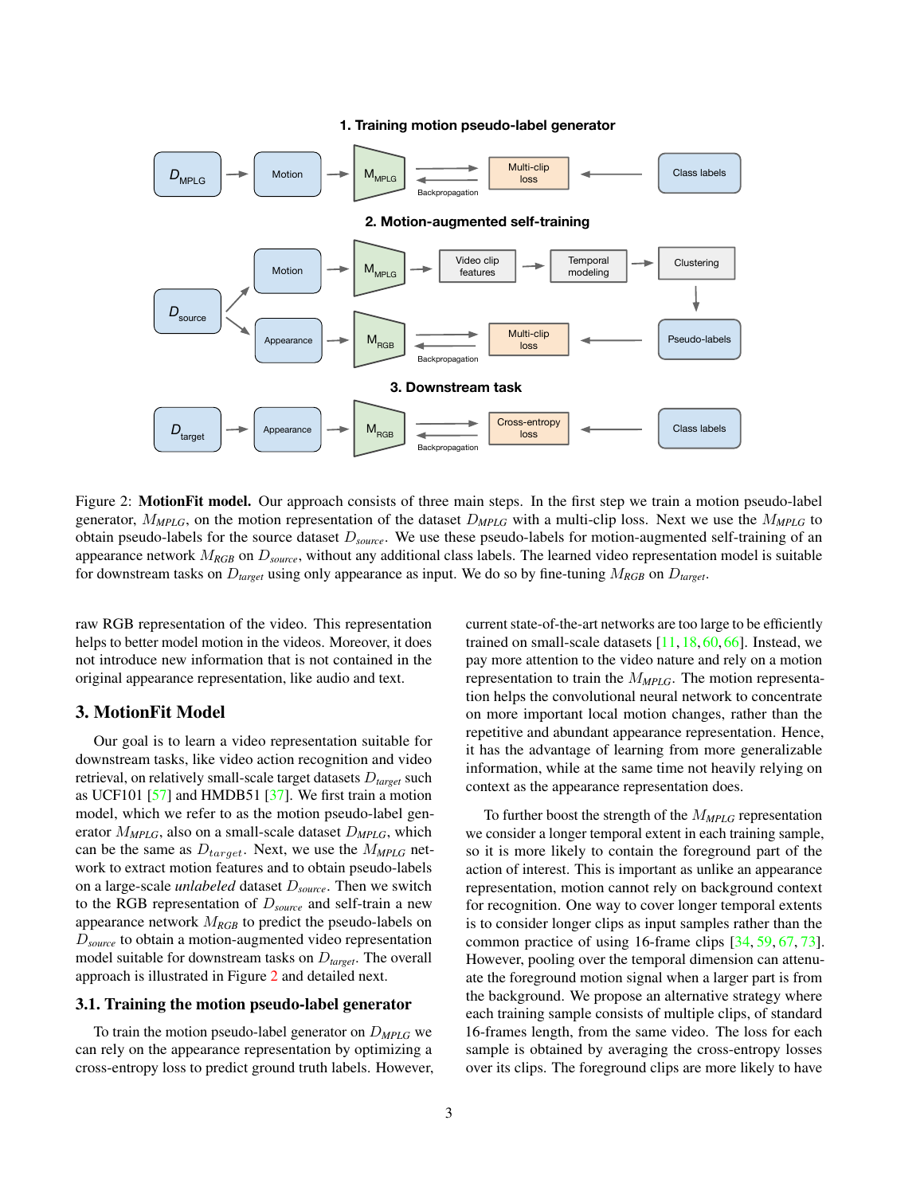Figure 2: **MotionFit model.** Our approach consists of three main steps. In the first step we train a motion pseudo-label generator, $M_{MPLG}$, on the motion representation of the dataset $D_{MPLG}$ with a multi-clip loss. Next we use the $M_{MPLG}$ to obtain pseudo-labels for the source dataset $D_{source}$. We use these pseudo-labels for motion-augmented self-training of an appearance network $M_{RGB}$ on $D_{source}$, without any additional class labels. The learned video representation model is suitable for downstream tasks on $D_{target}$ using only appearance as input. We do so by fine-tuning $M_{RGB}$ on $D_{target}$.

raw RGB representation of the video. This representation helps to better model motion in the videos. Moreover, it does not introduce new information that is not contained in the original appearance representation, like audio and text.

## 3. MotionFit Model

Our goal is to learn a video representation suitable for downstream tasks, like video action recognition and video retrieval, on relatively small-scale target datasets $D_{target}$ such as UCF101 [57] and HMDB51 [37]. We first train a motion model, which we refer to as the motion pseudo-label generator $M_{MPLG}$, also on a small-scale dataset $D_{MPLG}$, which can be the same as $D_{target}$. Next, we use the $M_{MPLG}$ network to extract motion features and to obtain pseudo-labels on a large-scale *unlabeled* dataset $D_{source}$. Then we switch to the RGB representation of $D_{source}$ and self-train a new appearance network $M_{RGB}$ to predict the pseudo-labels on $D_{source}$ to obtain a motion-augmented video representation model suitable for downstream tasks on $D_{target}$. The overall approach is illustrated in Figure 2 and detailed next.

### 3.1. Training the motion pseudo-label generator

To train the motion pseudo-label generator on $D_{MPLG}$ we can rely on the appearance representation by optimizing a cross-entropy loss to predict ground truth labels. However, current state-of-the-art networks are too large to be efficiently trained on small-scale datasets [11, 18, 60, 66]. Instead, we pay more attention to the video nature and rely on a motion representation to train the $M_{MPLG}$. The motion representation helps the convolutional neural network to concentrate on more important local motion changes, rather than the repetitive and abundant appearance representation. Hence, it has the advantage of learning from more generalizable information, while at the same time not heavily relying on context as the appearance representation does.

To further boost the strength of the $M_{MPLG}$ representation we consider a longer temporal extent in each training sample, so it is more likely to contain the foreground part of the action of interest. This is important as unlike an appearance representation, motion cannot rely on background context for recognition. One way to cover longer temporal extents is to consider longer clips as input samples rather than the common practice of using 16-frame clips [34, 59, 67, 73]. However, pooling over the temporal dimension can attenuate the foreground motion signal when a larger part is from the background. We propose an alternative strategy where each training sample consists of multiple clips, of standard 16-frames length, from the same video. The loss for each sample is obtained by averaging the cross-entropy losses over its clips. The foreground clips are more likely to have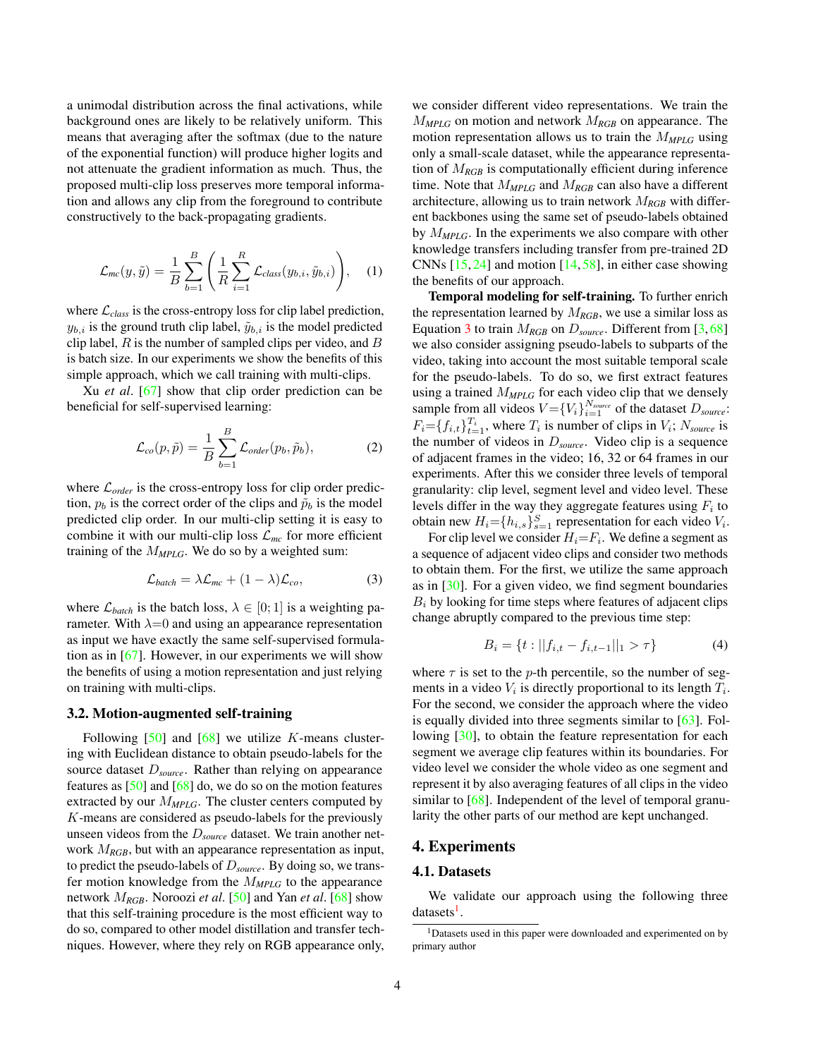a unimodal distribution across the final activations, while background ones are likely to be relatively uniform. This means that averaging after the softmax (due to the nature of the exponential function) will produce higher logits and not attenuate the gradient information as much. Thus, the proposed multi-clip loss preserves more temporal information and allows any clip from the foreground to contribute constructively to the back-propagating gradients.

$$\mathcal{L}_{mc}(y, \tilde{y}) = \frac{1}{B}\sum_{b=1}^{B}\left(\frac{1}{R}\sum_{i=1}^{R}\mathcal{L}_{class}(y_{b,i}, \tilde{y}_{b,i})\right), \quad (1)$$

where $\mathcal{L}_{class}$ is the cross-entropy loss for clip label prediction, $y_{b,i}$ is the ground truth clip label, $\tilde{y}_{b,i}$ is the model predicted clip label, $R$ is the number of sampled clips per video, and $B$ is batch size. In our experiments we show the benefits of this simple approach, which we call training with multi-clips.

Xu *et al*. [67] show that clip order prediction can be beneficial for self-supervised learning:

$$\mathcal{L}_{co}(p, \tilde{p}) = \frac{1}{B}\sum_{b=1}^{B}\mathcal{L}_{order}(p_b, \tilde{p}_b), \quad (2)$$

where $\mathcal{L}_{order}$ is the cross-entropy loss for clip order prediction, $p_b$ is the correct order of the clips and $\tilde{p}_b$ is the model predicted clip order. In our multi-clip setting it is easy to combine it with our multi-clip loss $\mathcal{L}_{mc}$ for more efficient training of the $M_{MPLG}$. We do so by a weighted sum:

$$\mathcal{L}_{batch} = \lambda\mathcal{L}_{mc} + (1-\lambda)\mathcal{L}_{co}, \quad (3)$$

where $\mathcal{L}_{batch}$ is the batch loss, $\lambda \in [0; 1]$ is a weighting parameter. With $\lambda$=0 and using an appearance representation as input we have exactly the same self-supervised formulation as in [67]. However, in our experiments we will show the benefits of using a motion representation and just relying on training with multi-clips.

### 3.2. Motion-augmented self-training

Following [50] and [68] we utilize $K$-means clustering with Euclidean distance to obtain pseudo-labels for the source dataset $D_{source}$. Rather than relying on appearance features as [50] and [68] do, we do so on the motion features extracted by our $M_{MPLG}$. The cluster centers computed by $K$-means are considered as pseudo-labels for the previously unseen videos from the $D_{source}$ dataset. We train another network $M_{RGB}$, but with an appearance representation as input, to predict the pseudo-labels of $D_{source}$. By doing so, we transfer motion knowledge from the $M_{MPLG}$ to the appearance network $M_{RGB}$. Noroozi *et al*. [50] and Yan *et al*. [68] show that this self-training procedure is the most efficient way to do so, compared to other model distillation and transfer techniques. However, where they rely on RGB appearance only, we consider different video representations. We train the $M_{MPLG}$ on motion and network $M_{RGB}$ on appearance. The motion representation allows us to train the $M_{MPLG}$ using only a small-scale dataset, while the appearance representation of $M_{RGB}$ is computationally efficient during inference time. Note that $M_{MPLG}$ and $M_{RGB}$ can also have a different architecture, allowing us to train network $M_{RGB}$ with different backbones using the same set of pseudo-labels obtained by $M_{MPLG}$. In the experiments we also compare with other knowledge transfers including transfer from pre-trained 2D CNNs [15, 24] and motion [14, 58], in either case showing the benefits of our approach.

**Temporal modeling for self-training.** To further enrich the representation learned by $M_{RGB}$, we use a similar loss as Equation 3 to train $M_{RGB}$ on $D_{source}$. Different from [3, 68] we also consider assigning pseudo-labels to subparts of the video, taking into account the most suitable temporal scale for the pseudo-labels. To do so, we first extract features using a trained $M_{MPLG}$ for each video clip that we densely sample from all videos $V=\{V_i\}_{i=1}^{N_{source}}$ of the dataset $D_{source}$: $F_i=\{f_{i,t}\}_{t=1}^{T_i}$, where $T_i$ is number of clips in $V_i$; $N_{source}$ is the number of videos in $D_{source}$. Video clip is a sequence of adjacent frames in the video; 16, 32 or 64 frames in our experiments. After this we consider three levels of temporal granularity: clip level, segment level and video level. These levels differ in the way they aggregate features using $F_i$ to obtain new $H_i=\{h_{i,s}\}_{s=1}^{S}$ representation for each video $V_i$.

For clip level we consider $H_i=F_i$. We define a segment as a sequence of adjacent video clips and consider two methods to obtain them. For the first, we utilize the same approach as in [30]. For a given video, we find segment boundaries $B_i$ by looking for time steps where features of adjacent clips change abruptly compared to the previous time step:

$$B_i = \{t : ||f_{i,t} - f_{i,t-1}||_1 > \tau\} \quad (4)$$

where $\tau$ is set to the $p$-th percentile, so the number of segments in a video $V_i$ is directly proportional to its length $T_i$. For the second, we consider the approach where the video is equally divided into three segments similar to [63]. Following [30], to obtain the feature representation for each segment we average clip features within its boundaries. For video level we consider the whole video as one segment and represent it by also averaging features of all clips in the video similar to [68]. Independent of the level of temporal granularity the other parts of our method are kept unchanged.

## 4. Experiments

### 4.1. Datasets

We validate our approach using the following three datasets[1].

[1] Datasets used in this paper were downloaded and experimented on by primary author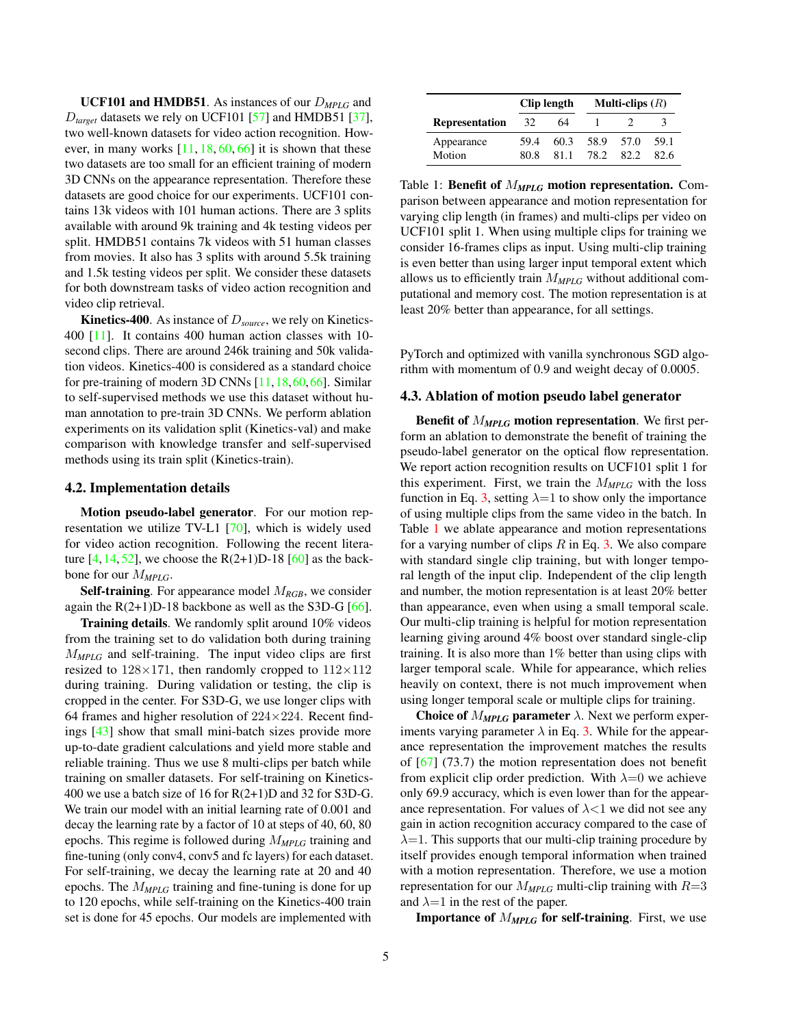**UCF101 and HMDB51**. As instances of our $D_{MPLG}$ and $D_{target}$ datasets we rely on UCF101 [57] and HMDB51 [37], two well-known datasets for video action recognition. However, in many works [11, 18, 60, 66] it is shown that these two datasets are too small for an efficient training of modern 3D CNNs on the appearance representation. Therefore these datasets are good choice for our experiments. UCF101 contains 13k videos with 101 human actions. There are 3 splits available with around 9k training and 4k testing videos per split. HMDB51 contains 7k videos with 51 human classes from movies. It also has 3 splits with around 5.5k training and 1.5k testing videos per split. We consider these datasets for both downstream tasks of video action recognition and video clip retrieval.

**Kinetics-400**. As instance of $D_{source}$, we rely on Kinetics-400 [11]. It contains 400 human action classes with 10-second clips. There are around 246k training and 50k validation videos. Kinetics-400 is considered as a standard choice for pre-training of modern 3D CNNs [11, 18, 60, 66]. Similar to self-supervised methods we use this dataset without human annotation to pre-train 3D CNNs. We perform ablation experiments on its validation split (Kinetics-val) and make comparison with knowledge transfer and self-supervised methods using its train split (Kinetics-train).

## 4.2. Implementation details

**Motion pseudo-label generator**. For our motion representation we utilize TV-L1 [70], which is widely used for video action recognition. Following the recent literature [4, 14, 52], we choose the R(2+1)D-18 [60] as the backbone for our $M_{MPLG}$.

**Self-training**. For appearance model $M_{RGB}$, we consider again the R(2+1)D-18 backbone as well as the S3D-G [66].

**Training details**. We randomly split around 10% videos from the training set to do validation both during training $M_{MPLG}$ and self-training. The input video clips are first resized to $128\times171$, then randomly cropped to $112\times112$ during training. During validation or testing, the clip is cropped in the center. For S3D-G, we use longer clips with 64 frames and higher resolution of $224\times224$. Recent findings [43] show that small mini-batch sizes provide more up-to-date gradient calculations and yield more stable and reliable training. Thus we use 8 multi-clips per batch while training on smaller datasets. For self-training on Kinetics-400 we use a batch size of 16 for R(2+1)D and 32 for S3D-G. We train our model with an initial learning rate of 0.001 and decay the learning rate by a factor of 10 at steps of 40, 60, 80 epochs. This regime is followed during $M_{MPLG}$ training and fine-tuning (only conv4, conv5 and fc layers) for each dataset. For self-training, we decay the learning rate at 20 and 40 epochs. The $M_{MPLG}$ training and fine-tuning is done for up to 120 epochs, while self-training on the Kinetics-400 train set is done for 45 epochs. Our models are implemented with PyTorch and optimized with vanilla synchronous SGD algorithm with momentum of 0.9 and weight decay of 0.0005.

| | Clip length | | Multi-clips ($R$) | | |
|---|---|---|---|---|---|
| **Representation** | 32 | 64 | 1 | 2 | 3 |
| Appearance | 59.4 | 60.3 | 58.9 | 57.0 | 59.1 |
| Motion | 80.8 | 81.1 | 78.2 | 82.2 | 82.6 |

Table 1: **Benefit of $M_{MPLG}$ motion representation.** Comparison between appearance and motion representation for varying clip length (in frames) and multi-clips per video on UCF101 split 1. When using multiple clips for training we consider 16-frames clips as input. Using multi-clip training is even better than using larger input temporal extent which allows us to efficiently train $M_{MPLG}$ without additional computational and memory cost. The motion representation is at least 20% better than appearance, for all settings.

## 4.3. Ablation of motion pseudo label generator

**Benefit of $M_{MPLG}$ motion representation**. We first perform an ablation to demonstrate the benefit of training the pseudo-label generator on the optical flow representation. We report action recognition results on UCF101 split 1 for this experiment. First, we train the $M_{MPLG}$ with the loss function in Eq. 3, setting $\lambda$=1 to show only the importance of using multiple clips from the same video in the batch. In Table 1 we ablate appearance and motion representations for a varying number of clips $R$ in Eq. 3. We also compare with standard single clip training, but with longer temporal length of the input clip. Independent of the clip length and number, the motion representation is at least 20% better than appearance, even when using a small temporal scale. Our multi-clip training is helpful for motion representation learning giving around 4% boost over standard single-clip training. It is also more than 1% better than using clips with larger temporal scale. While for appearance, which relies heavily on context, there is not much improvement when using longer temporal scale or multiple clips for training.

**Choice of $M_{MPLG}$ parameter $\lambda$**. Next we perform experiments varying parameter $\lambda$ in Eq. 3. While for the appearance representation the improvement matches the results of [67] (73.7) the motion representation does not benefit from explicit clip order prediction. With $\lambda$=0 we achieve only 69.9 accuracy, which is even lower than for the appearance representation. For values of $\lambda$<1 we did not see any gain in action recognition accuracy compared to the case of $\lambda$=1. This supports that our multi-clip training procedure by itself provides enough temporal information when trained with a motion representation. Therefore, we use a motion representation for our $M_{MPLG}$ multi-clip training with $R$=3 and $\lambda$=1 in the rest of the paper.

**Importance of $M_{MPLG}$ for self-training**. First, we use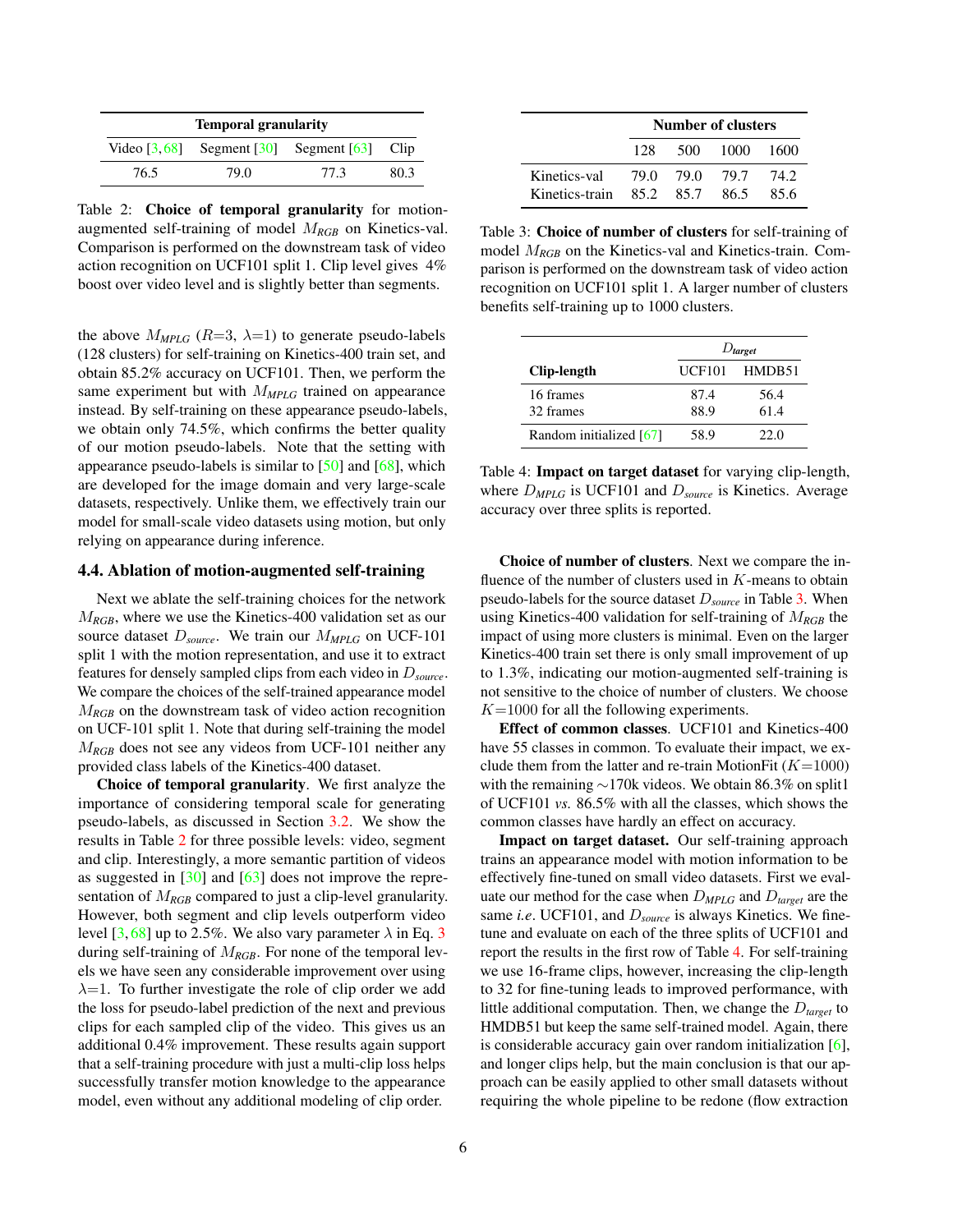| Temporal granularity | | | |
|---|---|---|---|
| Video [3, 68] | Segment [30] | Segment [63] | Clip |
| 76.5 | 79.0 | 77.3 | 80.3 |

Table 2: **Choice of temporal granularity** for motion-augmented self-training of model $M_{RGB}$ on Kinetics-val. Comparison is performed on the downstream task of video action recognition on UCF101 split 1. Clip level gives 4% boost over video level and is slightly better than segments.

the above $M_{MPLG}$ ($R$=3, $\lambda$=1) to generate pseudo-labels (128 clusters) for self-training on Kinetics-400 train set, and obtain 85.2% accuracy on UCF101. Then, we perform the same experiment but with $M_{MPLG}$ trained on appearance instead. By self-training on these appearance pseudo-labels, we obtain only 74.5%, which confirms the better quality of our motion pseudo-labels. Note that the setting with appearance pseudo-labels is similar to [50] and [68], which are developed for the image domain and very large-scale datasets, respectively. Unlike them, we effectively train our model for small-scale video datasets using motion, but only relying on appearance during inference.

### 4.4. Ablation of motion-augmented self-training

Next we ablate the self-training choices for the network $M_{RGB}$, where we use the Kinetics-400 validation set as our source dataset $D_{source}$. We train our $M_{MPLG}$ on UCF-101 split 1 with the motion representation, and use it to extract features for densely sampled clips from each video in $D_{source}$. We compare the choices of the self-trained appearance model $M_{RGB}$ on the downstream task of video action recognition on UCF-101 split 1. Note that during self-training the model $M_{RGB}$ does not see any videos from UCF-101 neither any provided class labels of the Kinetics-400 dataset.

**Choice of temporal granularity**. We first analyze the importance of considering temporal scale for generating pseudo-labels, as discussed in Section 3.2. We show the results in Table 2 for three possible levels: video, segment and clip. Interestingly, a more semantic partition of videos as suggested in [30] and [63] does not improve the representation of $M_{RGB}$ compared to just a clip-level granularity. However, both segment and clip levels outperform video level [3, 68] up to 2.5%. We also vary parameter $\lambda$ in Eq. 3 during self-training of $M_{RGB}$. For none of the temporal levels we have seen any considerable improvement over using $\lambda$=1. To further investigate the role of clip order we add the loss for pseudo-label prediction of the next and previous clips for each sampled clip of the video. This gives us an additional 0.4% improvement. These results again support that a self-training procedure with just a multi-clip loss helps successfully transfer motion knowledge to the appearance model, even without any additional modeling of clip order.

| | Number of clusters | | | |
|---|---|---|---|---|
| | 128 | 500 | 1000 | 1600 |
| Kinetics-val | 79.0 | 79.0 | 79.7 | 74.2 |
| Kinetics-train | 85.2 | 85.7 | 86.5 | 85.6 |

Table 3: **Choice of number of clusters** for self-training of model $M_{RGB}$ on the Kinetics-val and Kinetics-train. Comparison is performed on the downstream task of video action recognition on UCF101 split 1. A larger number of clusters benefits self-training up to 1000 clusters.

| | $D_{target}$ | |
|---|---|---|
| **Clip-length** | UCF101 | HMDB51 |
| 16 frames | 87.4 | 56.4 |
| 32 frames | 88.9 | 61.4 |
| Random initialized [67] | 58.9 | 22.0 |

Table 4: **Impact on target dataset** for varying clip-length, where $D_{MPLG}$ is UCF101 and $D_{source}$ is Kinetics. Average accuracy over three splits is reported.

**Choice of number of clusters**. Next we compare the influence of the number of clusters used in $K$-means to obtain pseudo-labels for the source dataset $D_{source}$ in Table 3. When using Kinetics-400 validation for self-training of $M_{RGB}$ the impact of using more clusters is minimal. Even on the larger Kinetics-400 train set there is only small improvement of up to 1.3%, indicating our motion-augmented self-training is not sensitive to the choice of number of clusters. We choose $K$=1000 for all the following experiments.

**Effect of common classes**. UCF101 and Kinetics-400 have 55 classes in common. To evaluate their impact, we exclude them from the latter and re-train MotionFit ($K$=1000) with the remaining ∼170k videos. We obtain 86.3% on split1 of UCF101 *vs.* 86.5% with all the classes, which shows the common classes have hardly an effect on accuracy.

**Impact on target dataset.** Our self-training approach trains an appearance model with motion information to be effectively fine-tuned on small video datasets. First we evaluate our method for the case when $D_{MPLG}$ and $D_{target}$ are the same *i.e*. UCF101, and $D_{source}$ is always Kinetics. We fine-tune and evaluate on each of the three splits of UCF101 and report the results in the first row of Table 4. For self-training we use 16-frame clips, however, increasing the clip-length to 32 for fine-tuning leads to improved performance, with little additional computation. Then, we change the $D_{target}$ to HMDB51 but keep the same self-trained model. Again, there is considerable accuracy gain over random initialization [6], and longer clips help, but the main conclusion is that our approach can be easily applied to other small datasets without requiring the whole pipeline to be redone (flow extraction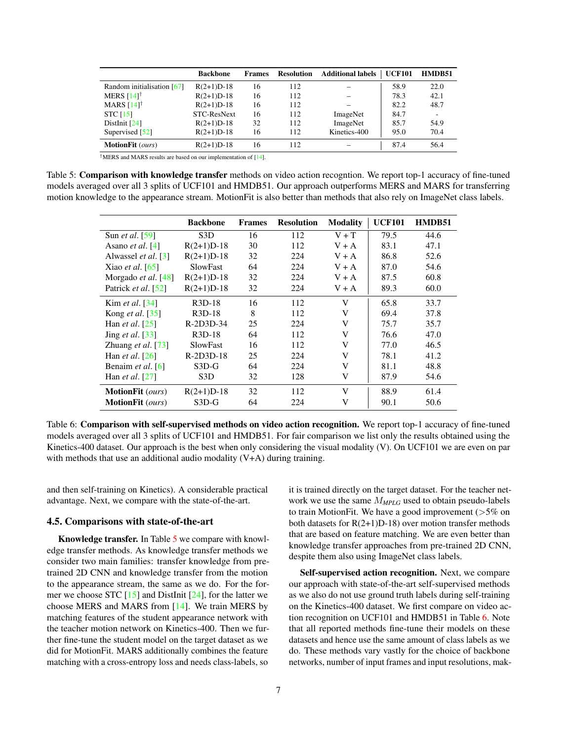| | Backbone | Frames | Resolution | Additional labels | UCF101 | HMDB51 |
|---|---|---|---|---|---|---|
| Random initialisation [67] | R(2+1)D-18 | 16 | 112 | – | 58.9 | 22.0 |
| MERS [14]† | R(2+1)D-18 | 16 | 112 | – | 78.3 | 42.1 |
| MARS [14]† | R(2+1)D-18 | 16 | 112 | – | 82.2 | 48.7 |
| STC [15] | STC-ResNext | 16 | 112 | ImageNet | 84.7 | - |
| DistInit [24] | R(2+1)D-18 | 32 | 112 | ImageNet | 85.7 | 54.9 |
| Supervised [52] | R(2+1)D-18 | 16 | 112 | Kinetics-400 | 95.0 | 70.4 |
| **MotionFit** (*ours*) | R(2+1)D-18 | 16 | 112 | – | 87.4 | 56.4 |

†MERS and MARS results are based on our implementation of [14].

Table 5: **Comparison with knowledge transfer** methods on video action recogntion. We report top-1 accuracy of fine-tuned models averaged over all 3 splits of UCF101 and HMDB51. Our approach outperforms MERS and MARS for transferring motion knowledge to the appearance stream. MotionFit is also better than methods that also rely on ImageNet class labels.

| | Backbone | Frames | Resolution | Modality | UCF101 | HMDB51 |
|---|---|---|---|---|---|---|
| Sun *et al*. [59] | S3D | 16 | 112 | V + T | 79.5 | 44.6 |
| Asano *et al*. [4] | R(2+1)D-18 | 30 | 112 | V + A | 83.1 | 47.1 |
| Alwassel *et al*. [3] | R(2+1)D-18 | 32 | 224 | V + A | 86.8 | 52.6 |
| Xiao *et al*. [65] | SlowFast | 64 | 224 | V + A | 87.0 | 54.6 |
| Morgado *et al*. [48] | R(2+1)D-18 | 32 | 224 | V + A | 87.5 | 60.8 |
| Patrick *et al*. [52] | R(2+1)D-18 | 32 | 224 | V + A | 89.3 | 60.0 |
| Kim *et al*. [34] | R3D-18 | 16 | 112 | V | 65.8 | 33.7 |
| Kong *et al*. [35] | R3D-18 | 8 | 112 | V | 69.4 | 37.8 |
| Han *et al*. [25] | R-2D3D-34 | 25 | 224 | V | 75.7 | 35.7 |
| Jing *et al*. [33] | R3D-18 | 64 | 112 | V | 76.6 | 47.0 |
| Zhuang *et al*. [73] | SlowFast | 16 | 112 | V | 77.0 | 46.5 |
| Han *et al*. [26] | R-2D3D-18 | 25 | 224 | V | 78.1 | 41.2 |
| Benaim *et al*. [6] | S3D-G | 64 | 224 | V | 81.1 | 48.8 |
| Han *et al*. [27] | S3D | 32 | 128 | V | 87.9 | 54.6 |
| **MotionFit** (*ours*) | R(2+1)D-18 | 32 | 112 | V | 88.9 | 61.4 |
| **MotionFit** (*ours*) | S3D-G | 64 | 224 | V | 90.1 | 50.6 |

Table 6: **Comparison with self-supervised methods on video action recognition.** We report top-1 accuracy of fine-tuned models averaged over all 3 splits of UCF101 and HMDB51. For fair comparison we list only the results obtained using the Kinetics-400 dataset. Our approach is the best when only considering the visual modality (V). On UCF101 we are even on par with methods that use an additional audio modality (V+A) during training.

and then self-training on Kinetics). A considerable practical advantage. Next, we compare with the state-of-the-art.

### 4.5. Comparisons with state-of-the-art

**Knowledge transfer.** In Table 5 we compare with knowledge transfer methods. As knowledge transfer methods we consider two main families: transfer knowledge from pre-trained 2D CNN and knowledge transfer from the motion to the appearance stream, the same as we do. For the former we choose STC [15] and DistInit [24], for the latter we choose MERS and MARS from [14]. We train MERS by matching features of the student appearance network with the teacher motion network on Kinetics-400. Then we further fine-tune the student model on the target dataset as we did for MotionFit. MARS additionally combines the feature matching with a cross-entropy loss and needs class-labels, so it is trained directly on the target dataset. For the teacher network we use the same $M_{MPLG}$ used to obtain pseudo-labels to train MotionFit. We have a good improvement (>5% on both datasets for R(2+1)D-18) over motion transfer methods that are based on feature matching. We are even better than knowledge transfer approaches from pre-trained 2D CNN, despite them also using ImageNet class labels.

**Self-supervised action recognition.** Next, we compare our approach with state-of-the-art self-supervised methods as we also do not use ground truth labels during self-training on the Kinetics-400 dataset. We first compare on video action recognition on UCF101 and HMDB51 in Table 6. Note that all reported methods fine-tune their models on these datasets and hence use the same amount of class labels as we do. These methods vary vastly for the choice of backbone networks, number of input frames and input resolutions, mak-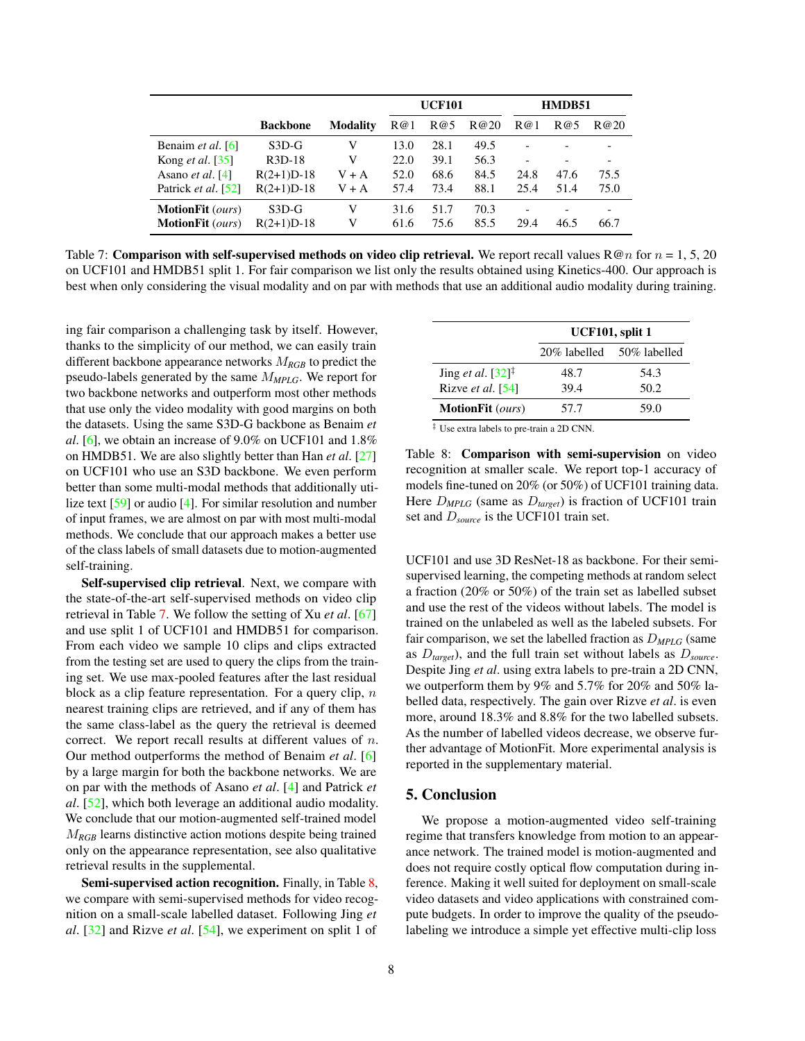| | Backbone | Modality | UCF101 | | | HMDB51 | | |
|---|---|---|---|---|---|---|---|---|
| | | | R@1 | R@5 | R@20 | R@1 | R@5 | R@20 |
| Benaim *et al*. [6] | S3D-G | V | 13.0 | 28.1 | 49.5 | - | - | - |
| Kong *et al*. [35] | R3D-18 | V | 22.0 | 39.1 | 56.3 | - | - | - |
| Asano *et al*. [4] | R(2+1)D-18 | V + A | 52.0 | 68.6 | 84.5 | 24.8 | 47.6 | 75.5 |
| Patrick *et al*. [52] | R(2+1)D-18 | V + A | 57.4 | 73.4 | 88.1 | 25.4 | 51.4 | 75.0 |
| **MotionFit** (*ours*) | S3D-G | V | 31.6 | 51.7 | 70.3 | - | - | - |
| **MotionFit** (*ours*) | R(2+1)D-18 | V | 61.6 | 75.6 | 85.5 | 29.4 | 46.5 | 66.7 |

Table 7: **Comparison with self-supervised methods on video clip retrieval.** We report recall values R@$n$ for $n$ = 1, 5, 20 on UCF101 and HMDB51 split 1. For fair comparison we list only the results obtained using Kinetics-400. Our approach is best when only considering the visual modality and on par with methods that use an additional audio modality during training.

ing fair comparison a challenging task by itself. However, thanks to the simplicity of our method, we can easily train different backbone appearance networks $M_{RGB}$ to predict the pseudo-labels generated by the same $M_{MPLG}$. We report for two backbone networks and outperform most other methods that use only the video modality with good margins on both the datasets. Using the same S3D-G backbone as Benaim *et al*. [6], we obtain an increase of 9.0% on UCF101 and 1.8% on HMDB51. We are also slightly better than Han *et al*. [27] on UCF101 who use an S3D backbone. We even perform better than some multi-modal methods that additionally utilize text [59] or audio [4]. For similar resolution and number of input frames, we are almost on par with most multi-modal methods. We conclude that our approach makes a better use of the class labels of small datasets due to motion-augmented self-training.

**Self-supervised clip retrieval**. Next, we compare with the state-of-the-art self-supervised methods on video clip retrieval in Table 7. We follow the setting of Xu *et al*. [67] and use split 1 of UCF101 and HMDB51 for comparison. From each video we sample 10 clips and clips extracted from the testing set are used to query the clips from the training set. We use max-pooled features after the last residual block as a clip feature representation. For a query clip, $n$ nearest training clips are retrieved, and if any of them has the same class-label as the query the retrieval is deemed correct. We report recall results at different values of $n$. Our method outperforms the method of Benaim *et al*. [6] by a large margin for both the backbone networks. We are on par with the methods of Asano *et al*. [4] and Patrick *et al*. [52], which both leverage an additional audio modality. We conclude that our motion-augmented self-trained model $M_{RGB}$ learns distinctive action motions despite being trained only on the appearance representation, see also qualitative retrieval results in the supplemental.

**Semi-supervised action recognition.** Finally, in Table 8, we compare with semi-supervised methods for video recognition on a small-scale labelled dataset. Following Jing *et al*. [32] and Rizve *et al*. [54], we experiment on split 1 of UCF101 and use 3D ResNet-18 as backbone. For their semi-supervised learning, the competing methods at random select a fraction (20% or 50%) of the train set as labelled subset and use the rest of the videos without labels. The model is trained on the unlabeled as well as the labeled subsets. For fair comparison, we set the labelled fraction as $D_{MPLG}$ (same as $D_{target}$), and the full train set without labels as $D_{source}$. Despite Jing *et al*. using extra labels to pre-train a 2D CNN, we outperform them by 9% and 5.7% for 20% and 50% labelled data, respectively. The gain over Rizve *et al*. is even more, around 18.3% and 8.8% for the two labelled subsets. As the number of labelled videos decrease, we observe further advantage of MotionFit. More experimental analysis is reported in the supplementary material.

| | UCF101, split 1 | |
|---|---|---|
| | 20% labelled | 50% labelled |
| Jing *et al*. [32]‡ | 48.7 | 54.3 |
| Rizve *et al*. [54] | 39.4 | 50.2 |
| **MotionFit** (*ours*) | 57.7 | 59.0 |

‡ Use extra labels to pre-train a 2D CNN.

Table 8: **Comparison with semi-supervision** on video recognition at smaller scale. We report top-1 accuracy of models fine-tuned on 20% (or 50%) of UCF101 training data. Here $D_{MPLG}$ (same as $D_{target}$) is fraction of UCF101 train set and $D_{source}$ is the UCF101 train set.

## 5. Conclusion

We propose a motion-augmented video self-training regime that transfers knowledge from motion to an appearance network. The trained model is motion-augmented and does not require costly optical flow computation during inference. Making it well suited for deployment on small-scale video datasets and video applications with constrained compute budgets. In order to improve the quality of the pseudo-labeling we introduce a simple yet effective multi-clip loss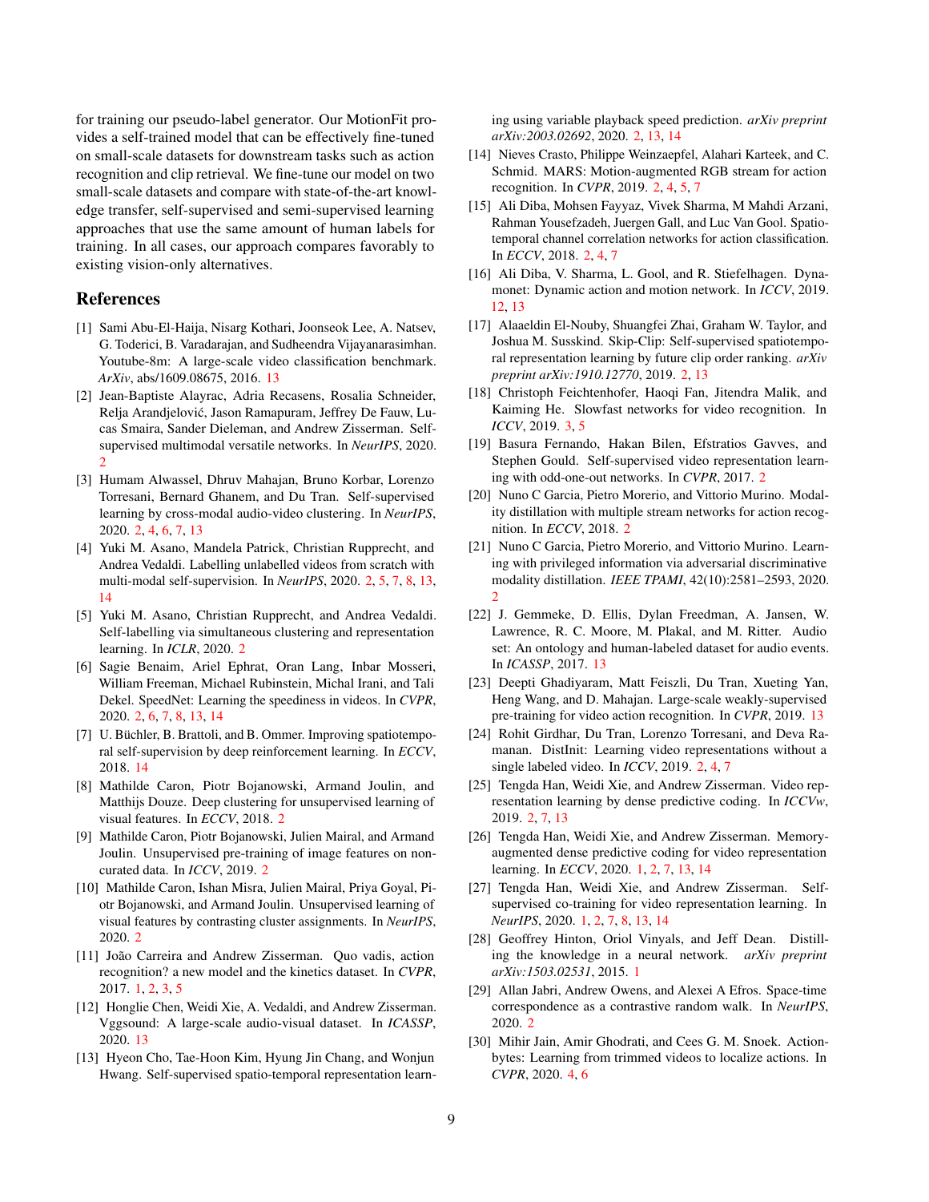for training our pseudo-label generator. Our MotionFit provides a self-trained model that can be effectively fine-tuned on small-scale datasets for downstream tasks such as action recognition and clip retrieval. We fine-tune our model on two small-scale datasets and compare with state-of-the-art knowledge transfer, self-supervised and semi-supervised learning approaches that use the same amount of human labels for training. In all cases, our approach compares favorably to existing vision-only alternatives.

## References

[1] Sami Abu-El-Haija, Nisarg Kothari, Joonseok Lee, A. Natsev, G. Toderici, B. Varadarajan, and Sudheendra Vijayanarasimhan. Youtube-8m: A large-scale video classification benchmark. *ArXiv*, abs/1609.08675, 2016. 13

[2] Jean-Baptiste Alayrac, Adria Recasens, Rosalia Schneider, Relja Arandjelović, Jason Ramapuram, Jeffrey De Fauw, Lucas Smaira, Sander Dieleman, and Andrew Zisserman. Self-supervised multimodal versatile networks. In *NeurIPS*, 2020. 2

[3] Humam Alwassel, Dhruv Mahajan, Bruno Korbar, Lorenzo Torresani, Bernard Ghanem, and Du Tran. Self-supervised learning by cross-modal audio-video clustering. In *NeurIPS*, 2020. 2, 4, 6, 7, 13

[4] Yuki M. Asano, Mandela Patrick, Christian Rupprecht, and Andrea Vedaldi. Labelling unlabelled videos from scratch with multi-modal self-supervision. In *NeurIPS*, 2020. 2, 5, 7, 8, 13, 14

[5] Yuki M. Asano, Christian Rupprecht, and Andrea Vedaldi. Self-labelling via simultaneous clustering and representation learning. In *ICLR*, 2020. 2

[6] Sagie Benaim, Ariel Ephrat, Oran Lang, Inbar Mosseri, William Freeman, Michael Rubinstein, Michal Irani, and Tali Dekel. SpeedNet: Learning the speediness in videos. In *CVPR*, 2020. 2, 6, 7, 8, 13, 14

[7] U. Büchler, B. Brattoli, and B. Ommer. Improving spatiotemporal self-supervision by deep reinforcement learning. In *ECCV*, 2018. 14

[8] Mathilde Caron, Piotr Bojanowski, Armand Joulin, and Matthijs Douze. Deep clustering for unsupervised learning of visual features. In *ECCV*, 2018. 2

[9] Mathilde Caron, Piotr Bojanowski, Julien Mairal, and Armand Joulin. Unsupervised pre-training of image features on non-curated data. In *ICCV*, 2019. 2

[10] Mathilde Caron, Ishan Misra, Julien Mairal, Priya Goyal, Piotr Bojanowski, and Armand Joulin. Unsupervised learning of visual features by contrasting cluster assignments. In *NeurIPS*, 2020. 2

[11] João Carreira and Andrew Zisserman. Quo vadis, action recognition? a new model and the kinetics dataset. In *CVPR*, 2017. 1, 2, 3, 5

[12] Honglie Chen, Weidi Xie, A. Vedaldi, and Andrew Zisserman. Vggsound: A large-scale audio-visual dataset. In *ICASSP*, 2020. 13

[13] Hyeon Cho, Tae-Hoon Kim, Hyung Jin Chang, and Wonjun Hwang. Self-supervised spatio-temporal representation learning using variable playback speed prediction. *arXiv preprint arXiv:2003.02692*, 2020. 2, 13, 14

[14] Nieves Crasto, Philippe Weinzaepfel, Alahari Karteek, and C. Schmid. MARS: Motion-augmented RGB stream for action recognition. In *CVPR*, 2019. 2, 4, 5, 7

[15] Ali Diba, Mohsen Fayyaz, Vivek Sharma, M Mahdi Arzani, Rahman Yousefzadeh, Juergen Gall, and Luc Van Gool. Spatio-temporal channel correlation networks for action classification. In *ECCV*, 2018. 2, 4, 7

[16] Ali Diba, V. Sharma, L. Gool, and R. Stiefelhagen. Dynamonet: Dynamic action and motion network. In *ICCV*, 2019. 12, 13

[17] Alaaeldin El-Nouby, Shuangfei Zhai, Graham W. Taylor, and Joshua M. Susskind. Skip-Clip: Self-supervised spatiotemporal representation learning by future clip order ranking. *arXiv preprint arXiv:1910.12770*, 2019. 2, 13

[18] Christoph Feichtenhofer, Haoqi Fan, Jitendra Malik, and Kaiming He. Slowfast networks for video recognition. In *ICCV*, 2019. 3, 5

[19] Basura Fernando, Hakan Bilen, Efstratios Gavves, and Stephen Gould. Self-supervised video representation learning with odd-one-out networks. In *CVPR*, 2017. 2

[20] Nuno C Garcia, Pietro Morerio, and Vittorio Murino. Modality distillation with multiple stream networks for action recognition. In *ECCV*, 2018. 2

[21] Nuno C Garcia, Pietro Morerio, and Vittorio Murino. Learning with privileged information via adversarial discriminative modality distillation. *IEEE TPAMI*, 42(10):2581–2593, 2020. 2

[22] J. Gemmeke, D. Ellis, Dylan Freedman, A. Jansen, W. Lawrence, R. C. Moore, M. Plakal, and M. Ritter. Audio set: An ontology and human-labeled dataset for audio events. In *ICASSP*, 2017. 13

[23] Deepti Ghadiyaram, Matt Feiszli, Du Tran, Xueting Yan, Heng Wang, and D. Mahajan. Large-scale weakly-supervised pre-training for video action recognition. In *CVPR*, 2019. 13

[24] Rohit Girdhar, Du Tran, Lorenzo Torresani, and Deva Ramanan. DistInit: Learning video representations without a single labeled video. In *ICCV*, 2019. 2, 4, 7

[25] Tengda Han, Weidi Xie, and Andrew Zisserman. Video representation learning by dense predictive coding. In *ICCVw*, 2019. 2, 7, 13

[26] Tengda Han, Weidi Xie, and Andrew Zisserman. Memory-augmented dense predictive coding for video representation learning. In *ECCV*, 2020. 1, 2, 7, 13, 14

[27] Tengda Han, Weidi Xie, and Andrew Zisserman. Self-supervised co-training for video representation learning. In *NeurIPS*, 2020. 1, 2, 7, 8, 13, 14

[28] Geoffrey Hinton, Oriol Vinyals, and Jeff Dean. Distilling the knowledge in a neural network. *arXiv preprint arXiv:1503.02531*, 2015. 1

[29] Allan Jabri, Andrew Owens, and Alexei A Efros. Space-time correspondence as a contrastive random walk. In *NeurIPS*, 2020. 2

[30] Mihir Jain, Amir Ghodrati, and Cees G. M. Snoek. Actionbytes: Learning from trimmed videos to localize actions. In *CVPR*, 2020. 4, 6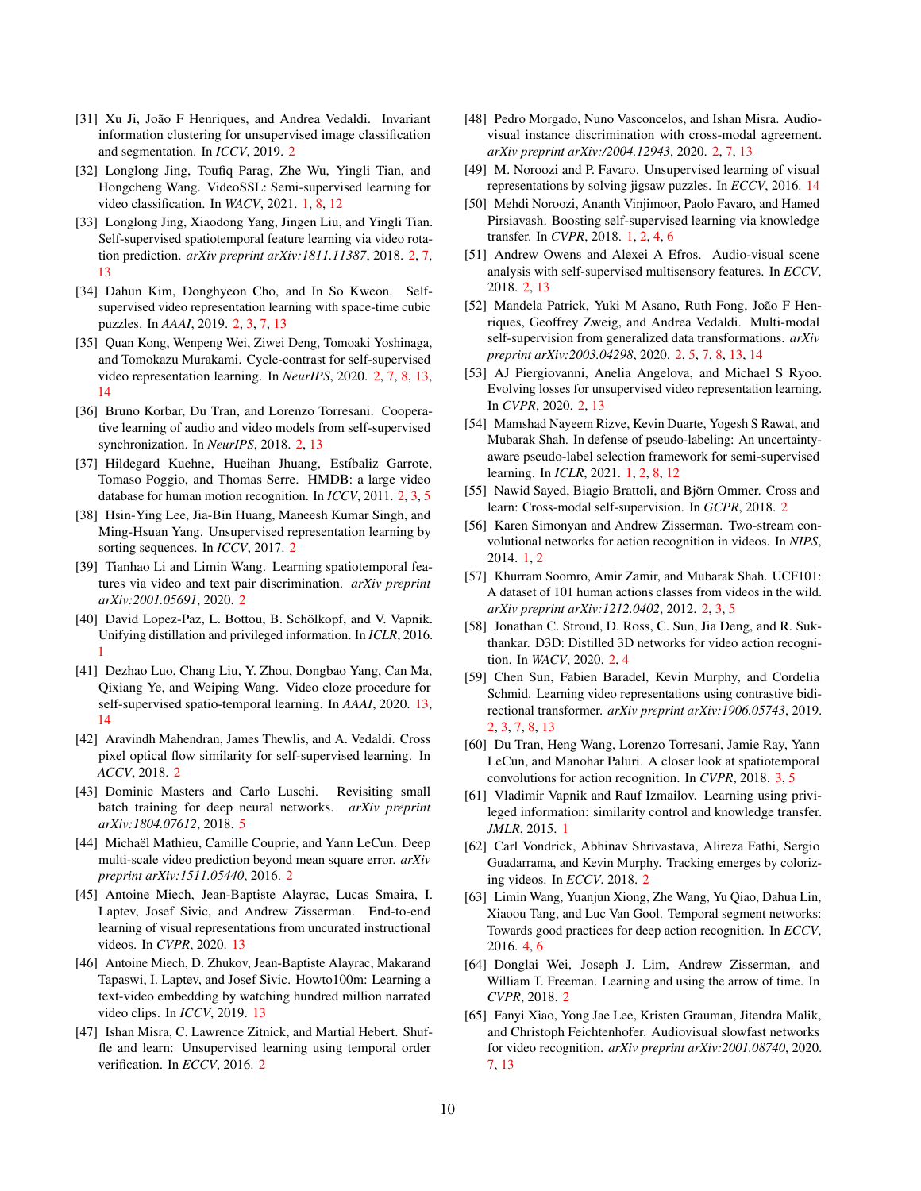[31] Xu Ji, João F Henriques, and Andrea Vedaldi. Invariant information clustering for unsupervised image classification and segmentation. In *ICCV*, 2019. 2

[32] Longlong Jing, Toufiq Parag, Zhe Wu, Yingli Tian, and Hongcheng Wang. VideoSSL: Semi-supervised learning for video classification. In *WACV*, 2021. 1, 8, 12

[33] Longlong Jing, Xiaodong Yang, Jingen Liu, and Yingli Tian. Self-supervised spatiotemporal feature learning via video rotation prediction. *arXiv preprint arXiv:1811.11387*, 2018. 2, 7, 13

[34] Dahun Kim, Donghyeon Cho, and In So Kweon. Self-supervised video representation learning with space-time cubic puzzles. In *AAAI*, 2019. 2, 3, 7, 13

[35] Quan Kong, Wenpeng Wei, Ziwei Deng, Tomoaki Yoshinaga, and Tomokazu Murakami. Cycle-contrast for self-supervised video representation learning. In *NeurIPS*, 2020. 2, 7, 8, 13, 14

[36] Bruno Korbar, Du Tran, and Lorenzo Torresani. Cooperative learning of audio and video models from self-supervised synchronization. In *NeurIPS*, 2018. 2, 13

[37] Hildegard Kuehne, Hueihan Jhuang, Estíbaliz Garrote, Tomaso Poggio, and Thomas Serre. HMDB: a large video database for human motion recognition. In *ICCV*, 2011. 2, 3, 5

[38] Hsin-Ying Lee, Jia-Bin Huang, Maneesh Kumar Singh, and Ming-Hsuan Yang. Unsupervised representation learning by sorting sequences. In *ICCV*, 2017. 2

[39] Tianhao Li and Limin Wang. Learning spatiotemporal features via video and text pair discrimination. *arXiv preprint arXiv:2001.05691*, 2020. 2

[40] David Lopez-Paz, L. Bottou, B. Schölkopf, and V. Vapnik. Unifying distillation and privileged information. In *ICLR*, 2016. 1

[41] Dezhao Luo, Chang Liu, Y. Zhou, Dongbao Yang, Can Ma, Qixiang Ye, and Weiping Wang. Video cloze procedure for self-supervised spatio-temporal learning. In *AAAI*, 2020. 13, 14

[42] Aravindh Mahendran, James Thewlis, and A. Vedaldi. Cross pixel optical flow similarity for self-supervised learning. In *ACCV*, 2018. 2

[43] Dominic Masters and Carlo Luschi. Revisiting small batch training for deep neural networks. *arXiv preprint arXiv:1804.07612*, 2018. 5

[44] Michaël Mathieu, Camille Couprie, and Yann LeCun. Deep multi-scale video prediction beyond mean square error. *arXiv preprint arXiv:1511.05440*, 2016. 2

[45] Antoine Miech, Jean-Baptiste Alayrac, Lucas Smaira, I. Laptev, Josef Sivic, and Andrew Zisserman. End-to-end learning of visual representations from uncurated instructional videos. In *CVPR*, 2020. 13

[46] Antoine Miech, D. Zhukov, Jean-Baptiste Alayrac, Makarand Tapaswi, I. Laptev, and Josef Sivic. Howto100m: Learning a text-video embedding by watching hundred million narrated video clips. In *ICCV*, 2019. 13

[47] Ishan Misra, C. Lawrence Zitnick, and Martial Hebert. Shuffle and learn: Unsupervised learning using temporal order verification. In *ECCV*, 2016. 2

[48] Pedro Morgado, Nuno Vasconcelos, and Ishan Misra. Audio-visual instance discrimination with cross-modal agreement. *arXiv preprint arXiv:/2004.12943*, 2020. 2, 7, 13

[49] M. Noroozi and P. Favaro. Unsupervised learning of visual representations by solving jigsaw puzzles. In *ECCV*, 2016. 14

[50] Mehdi Noroozi, Ananth Vinjimoor, Paolo Favaro, and Hamed Pirsiavash. Boosting self-supervised learning via knowledge transfer. In *CVPR*, 2018. 1, 2, 4, 6

[51] Andrew Owens and Alexei A Efros. Audio-visual scene analysis with self-supervised multisensory features. In *ECCV*, 2018. 2, 13

[52] Mandela Patrick, Yuki M Asano, Ruth Fong, João F Henriques, Geoffrey Zweig, and Andrea Vedaldi. Multi-modal self-supervision from generalized data transformations. *arXiv preprint arXiv:2003.04298*, 2020. 2, 5, 7, 8, 13, 14

[53] AJ Piergiovanni, Anelia Angelova, and Michael S Ryoo. Evolving losses for unsupervised video representation learning. In *CVPR*, 2020. 2, 13

[54] Mamshad Nayeem Rizve, Kevin Duarte, Yogesh S Rawat, and Mubarak Shah. In defense of pseudo-labeling: An uncertainty-aware pseudo-label selection framework for semi-supervised learning. In *ICLR*, 2021. 1, 2, 8, 12

[55] Nawid Sayed, Biagio Brattoli, and Björn Ommer. Cross and learn: Cross-modal self-supervision. In *GCPR*, 2018. 2

[56] Karen Simonyan and Andrew Zisserman. Two-stream convolutional networks for action recognition in videos. In *NIPS*, 2014. 1, 2

[57] Khurram Soomro, Amir Zamir, and Mubarak Shah. UCF101: A dataset of 101 human actions classes from videos in the wild. *arXiv preprint arXiv:1212.0402*, 2012. 2, 3, 5

[58] Jonathan C. Stroud, D. Ross, C. Sun, Jia Deng, and R. Sukthankar. D3D: Distilled 3D networks for video action recognition. In *WACV*, 2020. 2, 4

[59] Chen Sun, Fabien Baradel, Kevin Murphy, and Cordelia Schmid. Learning video representations using contrastive bidirectional transformer. *arXiv preprint arXiv:1906.05743*, 2019. 2, 3, 7, 8, 13

[60] Du Tran, Heng Wang, Lorenzo Torresani, Jamie Ray, Yann LeCun, and Manohar Paluri. A closer look at spatiotemporal convolutions for action recognition. In *CVPR*, 2018. 3, 5

[61] Vladimir Vapnik and Rauf Izmailov. Learning using privileged information: similarity control and knowledge transfer. *JMLR*, 2015. 1

[62] Carl Vondrick, Abhinav Shrivastava, Alireza Fathi, Sergio Guadarrama, and Kevin Murphy. Tracking emerges by colorizing videos. In *ECCV*, 2018. 2

[63] Limin Wang, Yuanjun Xiong, Zhe Wang, Yu Qiao, Dahua Lin, Xiaoou Tang, and Luc Van Gool. Temporal segment networks: Towards good practices for deep action recognition. In *ECCV*, 2016. 4, 6

[64] Donglai Wei, Joseph J. Lim, Andrew Zisserman, and William T. Freeman. Learning and using the arrow of time. In *CVPR*, 2018. 2

[65] Fanyi Xiao, Yong Jae Lee, Kristen Grauman, Jitendra Malik, and Christoph Feichtenhofer. Audiovisual slowfast networks for video recognition. *arXiv preprint arXiv:2001.08740*, 2020. 7, 13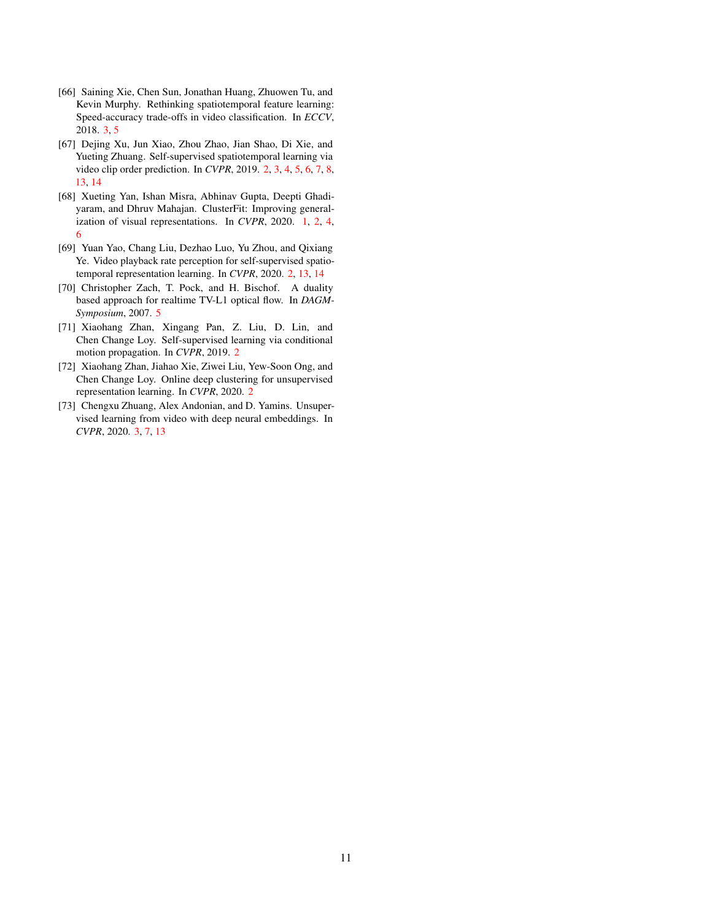[66] Saining Xie, Chen Sun, Jonathan Huang, Zhuowen Tu, and Kevin Murphy. Rethinking spatiotemporal feature learning: Speed-accuracy trade-offs in video classification. In *ECCV*, 2018. 3, 5

[67] Dejing Xu, Jun Xiao, Zhou Zhao, Jian Shao, Di Xie, and Yueting Zhuang. Self-supervised spatiotemporal learning via video clip order prediction. In *CVPR*, 2019. 2, 3, 4, 5, 6, 7, 8, 13, 14

[68] Xueting Yan, Ishan Misra, Abhinav Gupta, Deepti Ghadiyaram, and Dhruv Mahajan. ClusterFit: Improving generalization of visual representations. In *CVPR*, 2020. 1, 2, 4, 6

[69] Yuan Yao, Chang Liu, Dezhao Luo, Yu Zhou, and Qixiang Ye. Video playback rate perception for self-supervised spatio-temporal representation learning. In *CVPR*, 2020. 2, 13, 14

[70] Christopher Zach, T. Pock, and H. Bischof. A duality based approach for realtime TV-L1 optical flow. In *DAGM-Symposium*, 2007. 5

[71] Xiaohang Zhan, Xingang Pan, Z. Liu, D. Lin, and Chen Change Loy. Self-supervised learning via conditional motion propagation. In *CVPR*, 2019. 2

[72] Xiaohang Zhan, Jiahao Xie, Ziwei Liu, Yew-Soon Ong, and Chen Change Loy. Online deep clustering for unsupervised representation learning. In *CVPR*, 2020. 2

[73] Chengxu Zhuang, Alex Andonian, and D. Yamins. Unsupervised learning from video with deep neural embeddings. In *CVPR*, 2020. 3, 7, 13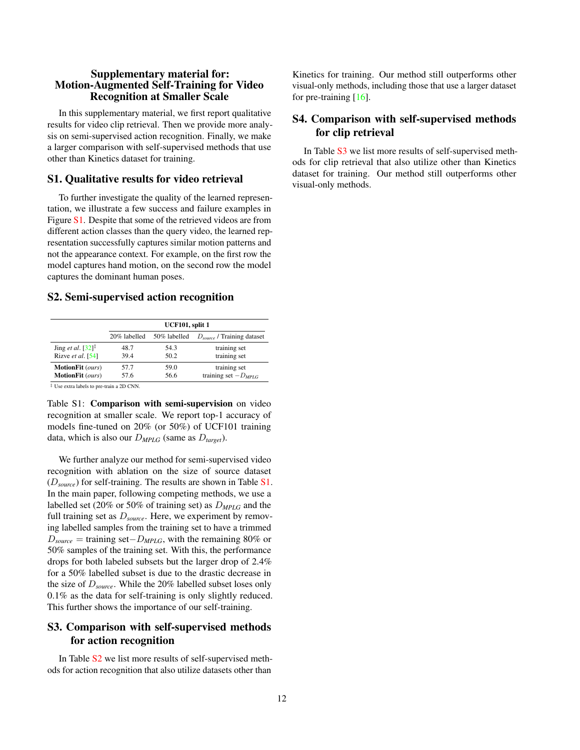## Supplementary material for: Motion-Augmented Self-Training for Video Recognition at Smaller Scale

In this supplementary material, we first report qualitative results for video clip retrieval. Then we provide more analysis on semi-supervised action recognition. Finally, we make a larger comparison with self-supervised methods that use other than Kinetics dataset for training.

## S1. Qualitative results for video retrieval

To further investigate the quality of the learned representation, we illustrate a few success and failure examples in Figure S1. Despite that some of the retrieved videos are from different action classes than the query video, the learned representation successfully captures similar motion patterns and not the appearance context. For example, on the first row the model captures hand motion, on the second row the model captures the dominant human poses.

## S2. Semi-supervised action recognition

| | UCF101, split 1 | | |
|---|---|---|---|
| | 20% labelled | 50% labelled | $D_{source}$ / Training dataset |
| Jing *et al.* [32][‡] | 48.7 | 54.3 | training set |
| Rizve *et al.* [54] | 39.4 | 50.2 | training set |
| **MotionFit** (*ours*) | 57.7 | 59.0 | training set |
| **MotionFit** (*ours*) | 57.6 | 56.6 | training set $-D_{MPLG}$ |

‡ Use extra labels to pre-train a 2D CNN.

Table S1: **Comparison with semi-supervision** on video recognition at smaller scale. We report top-1 accuracy of models fine-tuned on 20% (or 50%) of UCF101 training data, which is also our $D_{MPLG}$ (same as $D_{target}$).

We further analyze our method for semi-supervised video recognition with ablation on the size of source dataset ($D_{source}$) for self-training. The results are shown in Table S1. In the main paper, following competing methods, we use a labelled set (20% or 50% of training set) as $D_{MPLG}$ and the full training set as $D_{source}$. Here, we experiment by removing labelled samples from the training set to have a trimmed $D_{source}$ = training set$-D_{MPLG}$, with the remaining 80% or 50% samples of the training set. With this, the performance drops for both labeled subsets but the larger drop of 2.4% for a 50% labelled subset is due to the drastic decrease in the size of $D_{source}$. While the 20% labelled subset loses only 0.1% as the data for self-training is only slightly reduced. This further shows the importance of our self-training.

## S3. Comparison with self-supervised methods for action recognition

In Table S2 we list more results of self-supervised methods for action recognition that also utilize datasets other than Kinetics for training. Our method still outperforms other visual-only methods, including those that use a larger dataset for pre-training [16].

## S4. Comparison with self-supervised methods for clip retrieval

In Table S3 we list more results of self-supervised methods for clip retrieval that also utilize other than Kinetics dataset for training. Our method still outperforms other visual-only methods.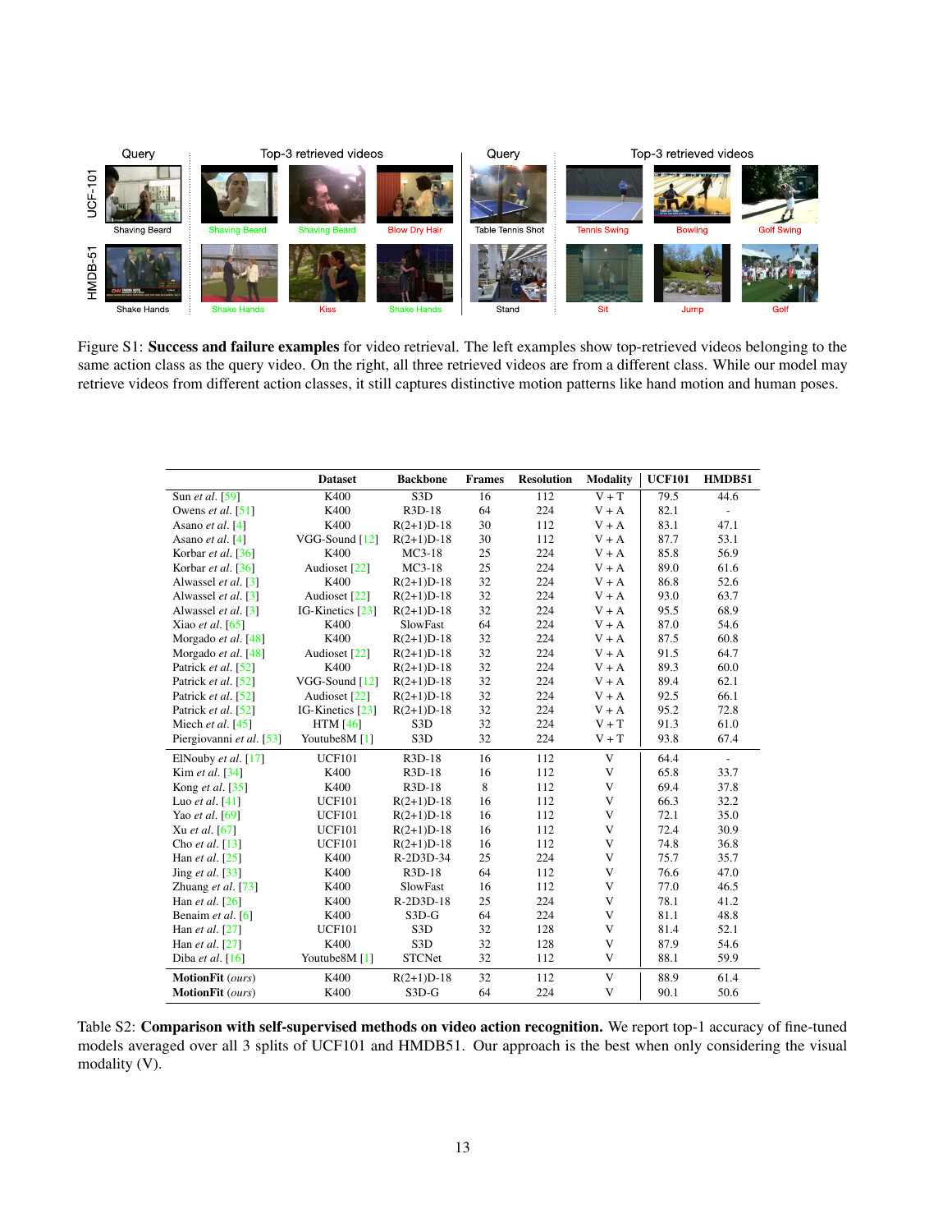Figure S1: **Success and failure examples** for video retrieval. The left examples show top-retrieved videos belonging to the same action class as the query video. On the right, all three retrieved videos are from a different class. While our model may retrieve videos from different action classes, it still captures distinctive motion patterns like hand motion and human poses.

| | Dataset | Backbone | Frames | Resolution | Modality | UCF101 | HMDB51 |
|---|---|---|---|---|---|---|---|
| Sun *et al.* [59] | K400 | S3D | 16 | 112 | V + T | 79.5 | 44.6 |
| Owens *et al.* [51] | K400 | R3D-18 | 64 | 224 | V + A | 82.1 | - |
| Asano *et al.* [4] | K400 | R(2+1)D-18 | 30 | 112 | V + A | 83.1 | 47.1 |
| Asano *et al.* [4] | VGG-Sound [12] | R(2+1)D-18 | 30 | 112 | V + A | 87.7 | 53.1 |
| Korbar *et al.* [36] | K400 | MC3-18 | 25 | 224 | V + A | 85.8 | 56.9 |
| Korbar *et al.* [36] | Audioset [22] | MC3-18 | 25 | 224 | V + A | 89.0 | 61.6 |
| Alwassel *et al.* [3] | K400 | R(2+1)D-18 | 32 | 224 | V + A | 86.8 | 52.6 |
| Alwassel *et al.* [3] | Audioset [22] | R(2+1)D-18 | 32 | 224 | V + A | 93.0 | 63.7 |
| Alwassel *et al.* [3] | IG-Kinetics [23] | R(2+1)D-18 | 32 | 224 | V + A | 95.5 | 68.9 |
| Xiao *et al.* [65] | K400 | SlowFast | 64 | 224 | V + A | 87.0 | 54.6 |
| Morgado *et al.* [48] | K400 | R(2+1)D-18 | 32 | 224 | V + A | 87.5 | 60.8 |
| Morgado *et al.* [48] | Audioset [22] | R(2+1)D-18 | 32 | 224 | V + A | 91.5 | 64.7 |
| Patrick *et al.* [52] | K400 | R(2+1)D-18 | 32 | 224 | V + A | 89.3 | 60.0 |
| Patrick *et al.* [52] | VGG-Sound [12] | R(2+1)D-18 | 32 | 224 | V + A | 89.4 | 62.1 |
| Patrick *et al.* [52] | Audioset [22] | R(2+1)D-18 | 32 | 224 | V + A | 92.5 | 66.1 |
| Patrick *et al.* [52] | IG-Kinetics [23] | R(2+1)D-18 | 32 | 224 | V + A | 95.2 | 72.8 |
| Miech *et al.* [45] | HTM [46] | S3D | 32 | 224 | V + T | 91.3 | 61.0 |
| Piergiovanni *et al.* [53] | Youtube8M [1] | S3D | 32 | 224 | V + T | 93.8 | 67.4 |
| ElNouby *et al.* [17] | UCF101 | R3D-18 | 16 | 112 | V | 64.4 | - |
| Kim *et al.* [34] | K400 | R3D-18 | 16 | 112 | V | 65.8 | 33.7 |
| Kong *et al.* [35] | K400 | R3D-18 | 8 | 112 | V | 69.4 | 37.8 |
| Luo *et al.* [41] | UCF101 | R(2+1)D-18 | 16 | 112 | V | 66.3 | 32.2 |
| Yao *et al.* [69] | UCF101 | R(2+1)D-18 | 16 | 112 | V | 72.1 | 35.0 |
| Xu *et al.* [67] | UCF101 | R(2+1)D-18 | 16 | 112 | V | 72.4 | 30.9 |
| Cho *et al.* [13] | UCF101 | R(2+1)D-18 | 16 | 112 | V | 74.8 | 36.8 |
| Han *et al.* [25] | K400 | R-2D3D-34 | 25 | 224 | V | 75.7 | 35.7 |
| Jing *et al.* [33] | K400 | R3D-18 | 64 | 112 | V | 76.6 | 47.0 |
| Zhuang *et al.* [73] | K400 | SlowFast | 16 | 112 | V | 77.0 | 46.5 |
| Han *et al.* [26] | K400 | R-2D3D-18 | 25 | 224 | V | 78.1 | 41.2 |
| Benaim *et al.* [6] | K400 | S3D-G | 64 | 224 | V | 81.1 | 48.8 |
| Han *et al.* [27] | UCF101 | S3D | 32 | 128 | V | 81.4 | 52.1 |
| Han *et al.* [27] | K400 | S3D | 32 | 128 | V | 87.9 | 54.6 |
| Diba *et al.* [16] | Youtube8M [1] | STCNet | 32 | 112 | V | 88.1 | 59.9 |
| **MotionFit** *(ours)* | K400 | R(2+1)D-18 | 32 | 112 | V | 88.9 | 61.4 |
| **MotionFit** *(ours)* | K400 | S3D-G | 64 | 224 | V | 90.1 | 50.6 |

Table S2: **Comparison with self-supervised methods on video action recognition.** We report top-1 accuracy of fine-tuned models averaged over all 3 splits of UCF101 and HMDB51. Our approach is the best when only considering the visual modality (V).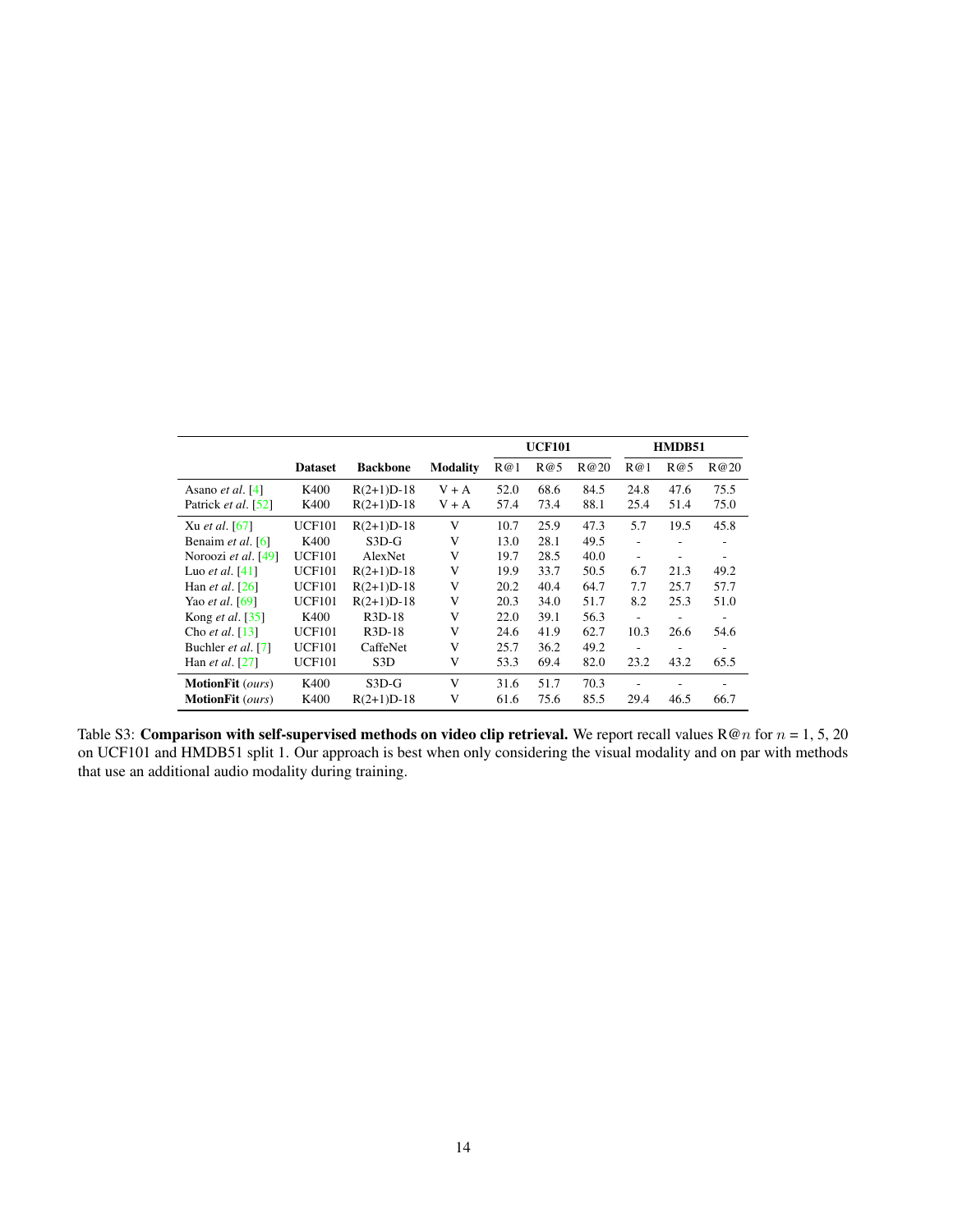| | | | | UCF101 | | | HMDB51 | | |
|---|---|---|---|---|---|---|---|---|---|
| | **Dataset** | **Backbone** | **Modality** | R@1 | R@5 | R@20 | R@1 | R@5 | R@20 |
| Asano *et al.* [4] | K400 | R(2+1)D-18 | V + A | 52.0 | 68.6 | 84.5 | 24.8 | 47.6 | 75.5 |
| Patrick *et al.* [52] | K400 | R(2+1)D-18 | V + A | 57.4 | 73.4 | 88.1 | 25.4 | 51.4 | 75.0 |
| Xu *et al.* [67] | UCF101 | R(2+1)D-18 | V | 10.7 | 25.9 | 47.3 | 5.7 | 19.5 | 45.8 |
| Benaim *et al.* [6] | K400 | S3D-G | V | 13.0 | 28.1 | 49.5 | - | - | - |
| Noroozi *et al.* [49] | UCF101 | AlexNet | V | 19.7 | 28.5 | 40.0 | - | - | - |
| Luo *et al.* [41] | UCF101 | R(2+1)D-18 | V | 19.9 | 33.7 | 50.5 | 6.7 | 21.3 | 49.2 |
| Han *et al.* [26] | UCF101 | R(2+1)D-18 | V | 20.2 | 40.4 | 64.7 | 7.7 | 25.7 | 57.7 |
| Yao *et al.* [69] | UCF101 | R(2+1)D-18 | V | 20.3 | 34.0 | 51.7 | 8.2 | 25.3 | 51.0 |
| Kong *et al.* [35] | K400 | R3D-18 | V | 22.0 | 39.1 | 56.3 | - | - | - |
| Cho *et al.* [13] | UCF101 | R3D-18 | V | 24.6 | 41.9 | 62.7 | 10.3 | 26.6 | 54.6 |
| Buchler *et al.* [7] | UCF101 | CaffeNet | V | 25.7 | 36.2 | 49.2 | - | - | - |
| Han *et al.* [27] | UCF101 | S3D | V | 53.3 | 69.4 | 82.0 | 23.2 | 43.2 | 65.5 |
| **MotionFit** (*ours*) | K400 | S3D-G | V | 31.6 | 51.7 | 70.3 | - | - | - |
| **MotionFit** (*ours*) | K400 | R(2+1)D-18 | V | 61.6 | 75.6 | 85.5 | 29.4 | 46.5 | 66.7 |

Table S3: **Comparison with self-supervised methods on video clip retrieval.** We report recall values R@$n$ for $n$ = 1, 5, 20 on UCF101 and HMDB51 split 1. Our approach is best when only considering the visual modality and on par with methods that use an additional audio modality during training.